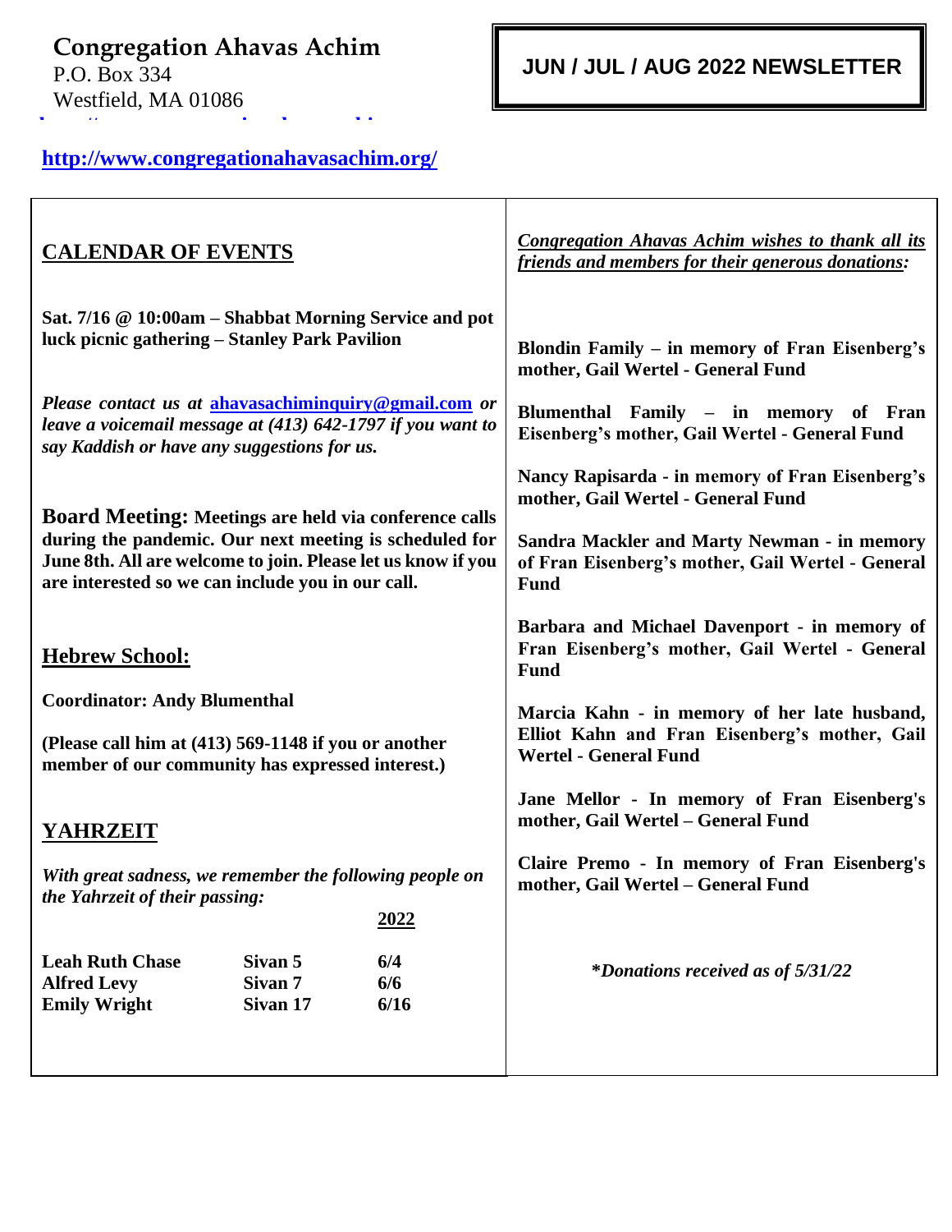**Congregation Ahavas Achim**
P.O. Box 334
Westfield, MA 01086

**JUN / JUL / AUG 2022 NEWSLETTER**

http://www.congregationahavasachim.org/

## CALENDAR OF EVENTS

**Sat. 7/16 @ 10:00am – Shabbat Morning Service and pot luck picnic gathering – Stanley Park Pavilion**

***Please contact us at ahavasachiminquiry@gmail.com or leave a voicemail message at (413) 642-1797 if you want to say Kaddish or have any suggestions for us.***

**Board Meeting: Meetings are held via conference calls during the pandemic. Our next meeting is scheduled for June 8th. All are welcome to join. Please let us know if you are interested so we can include you in our call.**

## Hebrew School:

**Coordinator: Andy Blumenthal**

**(Please call him at (413) 569-1148 if you or another member of our community has expressed interest.)**

## YAHRZEIT

***With great sadness, we remember the following people on the Yahrzeit of their passing:***

| | | **2022** |
|---|---|---|
| **Leah Ruth Chase** | **Sivan 5** | **6/4** |
| **Alfred Levy** | **Sivan 7** | **6/6** |
| **Emily Wright** | **Sivan 17** | **6/16** |

***Congregation Ahavas Achim wishes to thank all its friends and members for their generous donations:***

**Blondin Family – in memory of Fran Eisenberg's mother, Gail Wertel - General Fund**

**Blumenthal Family – in memory of Fran Eisenberg's mother, Gail Wertel - General Fund**

**Nancy Rapisarda - in memory of Fran Eisenberg's mother, Gail Wertel - General Fund**

**Sandra Mackler and Marty Newman - in memory of Fran Eisenberg's mother, Gail Wertel - General Fund**

**Barbara and Michael Davenport - in memory of Fran Eisenberg's mother, Gail Wertel - General Fund**

**Marcia Kahn - in memory of her late husband, Elliot Kahn and Fran Eisenberg's mother, Gail Wertel - General Fund**

**Jane Mellor - In memory of Fran Eisenberg's mother, Gail Wertel – General Fund**

**Claire Premo - In memory of Fran Eisenberg's mother, Gail Wertel – General Fund**

***\*Donations received as of 5/31/22***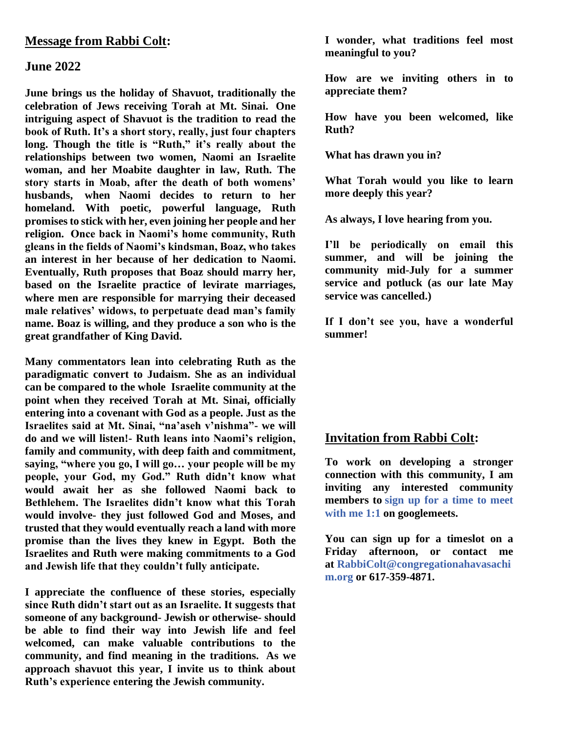## **Message from Rabbi Colt:**

### June 2022

**June brings us the holiday of Shavuot, traditionally the celebration of Jews receiving Torah at Mt. Sinai. One intriguing aspect of Shavuot is the tradition to read the book of Ruth. It's a short story, really, just four chapters long. Though the title is "Ruth," it's really about the relationships between two women, Naomi an Israelite woman, and her Moabite daughter in law, Ruth. The story starts in Moab, after the death of both womens' husbands, when Naomi decides to return to her homeland. With poetic, powerful language, Ruth promises to stick with her, even joining her people and her religion. Once back in Naomi's home community, Ruth gleans in the fields of Naomi's kindsman, Boaz, who takes an interest in her because of her dedication to Naomi. Eventually, Ruth proposes that Boaz should marry her, based on the Israelite practice of levirate marriages, where men are responsible for marrying their deceased male relatives' widows, to perpetuate dead man's family name. Boaz is willing, and they produce a son who is the great grandfather of King David.**

**Many commentators lean into celebrating Ruth as the paradigmatic convert to Judaism. She as an individual can be compared to the whole Israelite community at the point when they received Torah at Mt. Sinai, officially entering into a covenant with God as a people. Just as the Israelites said at Mt. Sinai, "na'aseh v'nishma"- we will do and we will listen!- Ruth leans into Naomi's religion, family and community, with deep faith and commitment, saying, "where you go, I will go… your people will be my people, your God, my God." Ruth didn't know what would await her as she followed Naomi back to Bethlehem. The Israelites didn't know what this Torah would involve- they just followed God and Moses, and trusted that they would eventually reach a land with more promise than the lives they knew in Egypt. Both the Israelites and Ruth were making commitments to a God and Jewish life that they couldn't fully anticipate.**

**I appreciate the confluence of these stories, especially since Ruth didn't start out as an Israelite. It suggests that someone of any background- Jewish or otherwise- should be able to find their way into Jewish life and feel welcomed, can make valuable contributions to the community, and find meaning in the traditions. As we approach shavuot this year, I invite us to think about Ruth's experience entering the Jewish community.**

**I wonder, what traditions feel most meaningful to you?**

**How are we inviting others in to appreciate them?**

**How have you been welcomed, like Ruth?**

**What has drawn you in?**

**What Torah would you like to learn more deeply this year?**

**As always, I love hearing from you.**

**I'll be periodically on email this summer, and will be joining the community mid-July for a summer service and potluck (as our late May service was cancelled.)**

**If I don't see you, have a wonderful summer!**

## **Invitation from Rabbi Colt:**

**To work on developing a stronger connection with this community, I am inviting any interested community members to sign up for a time to meet with me 1:1 on googlemeets.**

**You can sign up for a timeslot on a Friday afternoon, or contact me at RabbiColt@congregationahavasachim.org or 617-359-4871.**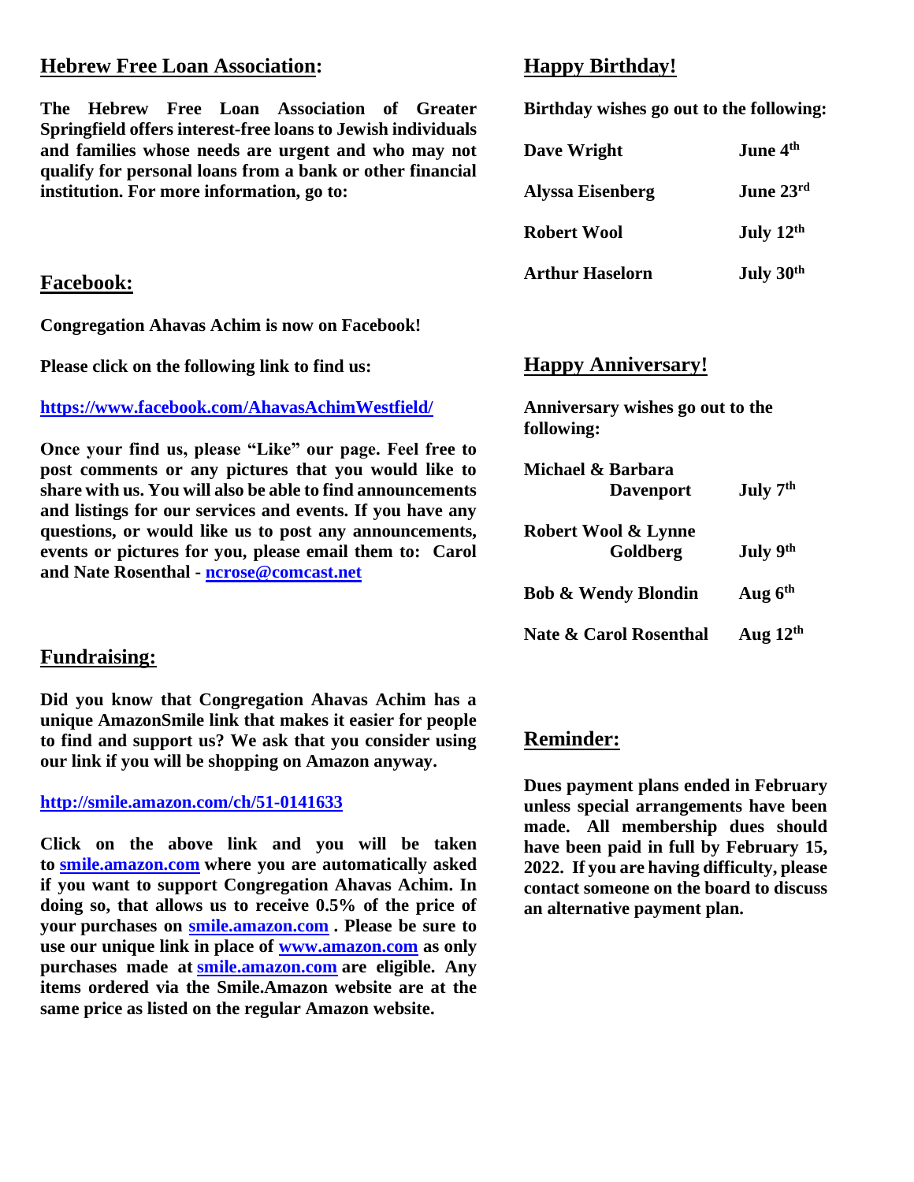## Hebrew Free Loan Association:

**The Hebrew Free Loan Association of Greater Springfield offers interest-free loans to Jewish individuals and families whose needs are urgent and who may not qualify for personal loans from a bank or other financial institution. For more information, go to:**

## Facebook:

**Congregation Ahavas Achim is now on Facebook!**

**Please click on the following link to find us:**

**https://www.facebook.com/AhavasAchimWestfield/**

**Once your find us, please "Like" our page. Feel free to post comments or any pictures that you would like to share with us. You will also be able to find announcements and listings for our services and events. If you have any questions, or would like us to post any announcements, events or pictures for you, please email them to: Carol and Nate Rosenthal - ncrose@comcast.net**

## Fundraising:

**Did you know that Congregation Ahavas Achim has a unique AmazonSmile link that makes it easier for people to find and support us? We ask that you consider using our link if you will be shopping on Amazon anyway.**

**http://smile.amazon.com/ch/51-0141633**

**Click on the above link and you will be taken to smile.amazon.com where you are automatically asked if you want to support Congregation Ahavas Achim. In doing so, that allows us to receive 0.5% of the price of your purchases on smile.amazon.com . Please be sure to use our unique link in place of www.amazon.com as only purchases made at smile.amazon.com are eligible. Any items ordered via the Smile.Amazon website are at the same price as listed on the regular Amazon website.**

## Happy Birthday!

**Birthday wishes go out to the following:**

| | |
|---|---|
| **Dave Wright** | **June 4th** |
| **Alyssa Eisenberg** | **June 23rd** |
| **Robert Wool** | **July 12th** |
| **Arthur Haselorn** | **July 30th** |

## Happy Anniversary!

**Anniversary wishes go out to the following:**

| | |
|---|---|
| **Michael & Barbara Davenport** | **July 7th** |
| **Robert Wool & Lynne Goldberg** | **July 9th** |
| **Bob & Wendy Blondin** | **Aug 6th** |
| **Nate & Carol Rosenthal** | **Aug 12th** |

## Reminder:

**Dues payment plans ended in February unless special arrangements have been made. All membership dues should have been paid in full by February 15, 2022. If you are having difficulty, please contact someone on the board to discuss an alternative payment plan.**